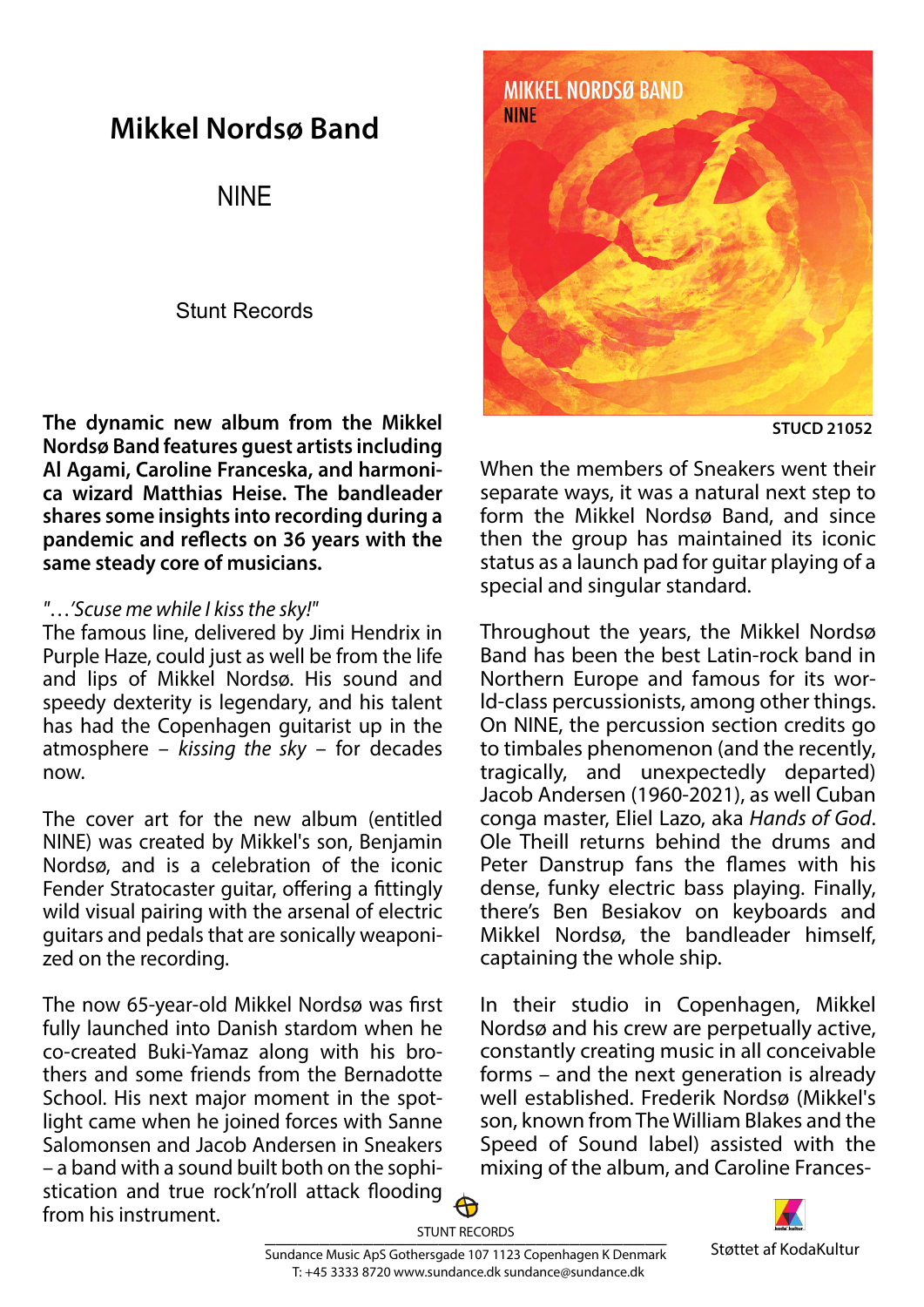# Mikkel Nordsø Band

## NINE

Stunt Records

STUCD 21052

**The dynamic new album from the Mikkel Nordsø Band features guest artists including Al Agami, Caroline Franceska, and harmonica wizard Matthias Heise. The bandleader shares some insights into recording during a pandemic and reflects on 36 years with the same steady core of musicians.**

*"…'Scuse me while I kiss the sky!"*
The famous line, delivered by Jimi Hendrix in Purple Haze, could just as well be from the life and lips of Mikkel Nordsø. His sound and speedy dexterity is legendary, and his talent has had the Copenhagen guitarist up in the atmosphere – *kissing the sky* – for decades now.

The cover art for the new album (entitled NINE) was created by Mikkel's son, Benjamin Nordsø, and is a celebration of the iconic Fender Stratocaster guitar, offering a fittingly wild visual pairing with the arsenal of electric guitars and pedals that are sonically weaponized on the recording.

The now 65-year-old Mikkel Nordsø was first fully launched into Danish stardom when he co-created Buki-Yamaz along with his brothers and some friends from the Bernadotte School. His next major moment in the spotlight came when he joined forces with Sanne Salomonsen and Jacob Andersen in Sneakers – a band with a sound built both on the sophistication and true rock'n'roll attack flooding from his instrument.

When the members of Sneakers went their separate ways, it was a natural next step to form the Mikkel Nordsø Band, and since then the group has maintained its iconic status as a launch pad for guitar playing of a special and singular standard.

Throughout the years, the Mikkel Nordsø Band has been the best Latin-rock band in Northern Europe and famous for its world-class percussionists, among other things. On NINE, the percussion section credits go to timbales phenomenon (and the recently, tragically, and unexpectedly departed) Jacob Andersen (1960-2021), as well Cuban conga master, Eliel Lazo, aka *Hands of God*. Ole Theill returns behind the drums and Peter Danstrup fans the flames with his dense, funky electric bass playing. Finally, there's Ben Besiakov on keyboards and Mikkel Nordsø, the bandleader himself, captaining the whole ship.

In their studio in Copenhagen, Mikkel Nordsø and his crew are perpetually active, constantly creating music in all conceivable forms – and the next generation is already well established. Frederik Nordsø (Mikkel's son, known from The William Blakes and the Speed of Sound label) assisted with the mixing of the album, and Caroline Frances-

STUNT RECORDS

Sundance Music ApS Gothersgade 107 1123 Copenhagen K Denmark
T: +45 3333 8720 www.sundance.dk sundance@sundance.dk

Støttet af KodaKultur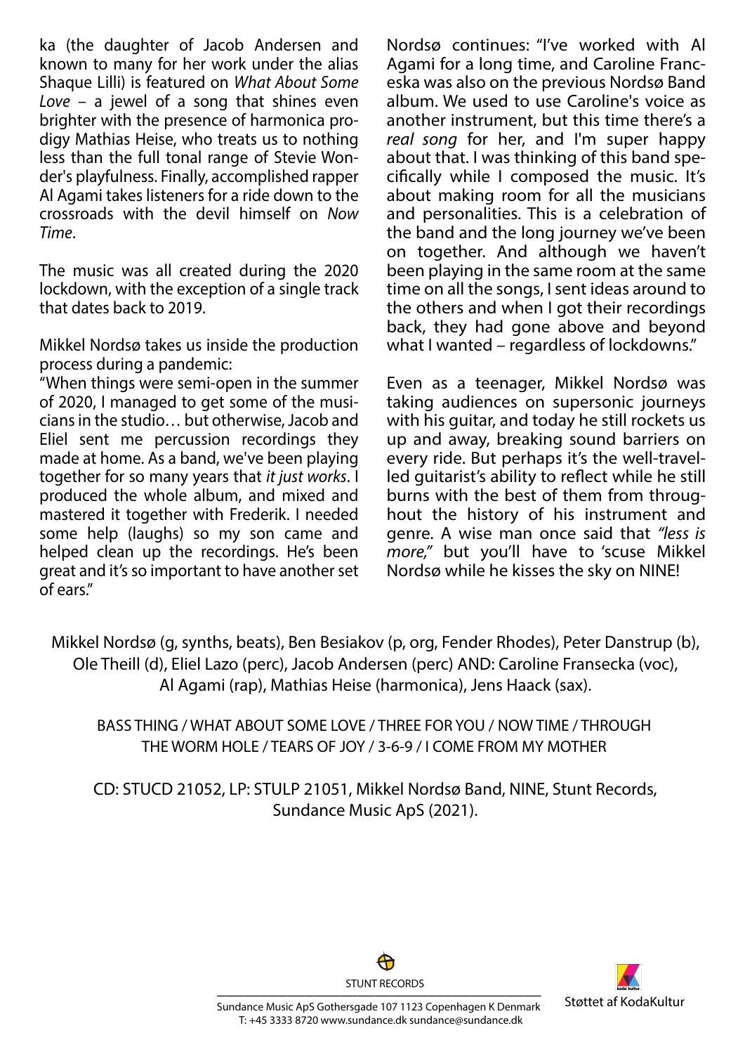ka (the daughter of Jacob Andersen and known to many for her work under the alias Shaque Lilli) is featured on *What About Some Love* – a jewel of a song that shines even brighter with the presence of harmonica prodigy Mathias Heise, who treats us to nothing less than the full tonal range of Stevie Wonder's playfulness. Finally, accomplished rapper Al Agami takes listeners for a ride down to the crossroads with the devil himself on *Now Time*.

The music was all created during the 2020 lockdown, with the exception of a single track that dates back to 2019.

Mikkel Nordsø takes us inside the production process during a pandemic:
"When things were semi-open in the summer of 2020, I managed to get some of the musicians in the studio… but otherwise, Jacob and Eliel sent me percussion recordings they made at home. As a band, we've been playing together for so many years that *it just works*. I produced the whole album, and mixed and mastered it together with Frederik. I needed some help (laughs) so my son came and helped clean up the recordings. He's been great and it's so important to have another set of ears."

Nordsø continues: "I've worked with Al Agami for a long time, and Caroline Franceska was also on the previous Nordsø Band album. We used to use Caroline's voice as another instrument, but this time there's a *real song* for her, and I'm super happy about that. I was thinking of this band specifically while I composed the music. It's about making room for all the musicians and personalities. This is a celebration of the band and the long journey we've been on together. And although we haven't been playing in the same room at the same time on all the songs, I sent ideas around to the others and when I got their recordings back, they had gone above and beyond what I wanted – regardless of lockdowns."

Even as a teenager, Mikkel Nordsø was taking audiences on supersonic journeys with his guitar, and today he still rockets us up and away, breaking sound barriers on every ride. But perhaps it's the well-travelled guitarist's ability to reflect while he still burns with the best of them from throughout the history of his instrument and genre. A wise man once said that *"less is more,"* but you'll have to 'scuse Mikkel Nordsø while he kisses the sky on NINE!

Mikkel Nordsø (g, synths, beats), Ben Besiakov (p, org, Fender Rhodes), Peter Danstrup (b), Ole Theill (d), Eliel Lazo (perc), Jacob Andersen (perc) AND: Caroline Fransecka (voc), Al Agami (rap), Mathias Heise (harmonica), Jens Haack (sax).

BASS THING / WHAT ABOUT SOME LOVE / THREE FOR YOU / NOW TIME / THROUGH THE WORM HOLE / TEARS OF JOY / 3-6-9 / I COME FROM MY MOTHER

CD: STUCD 21052, LP: STULP 21051, Mikkel Nordsø Band, NINE, Stunt Records, Sundance Music ApS (2021).

STUNT RECORDS

Sundance Music ApS Gothersgade 107 1123 Copenhagen K Denmark
T: +45 3333 8720 www.sundance.dk sundance@sundance.dk

Støttet af KodaKultur